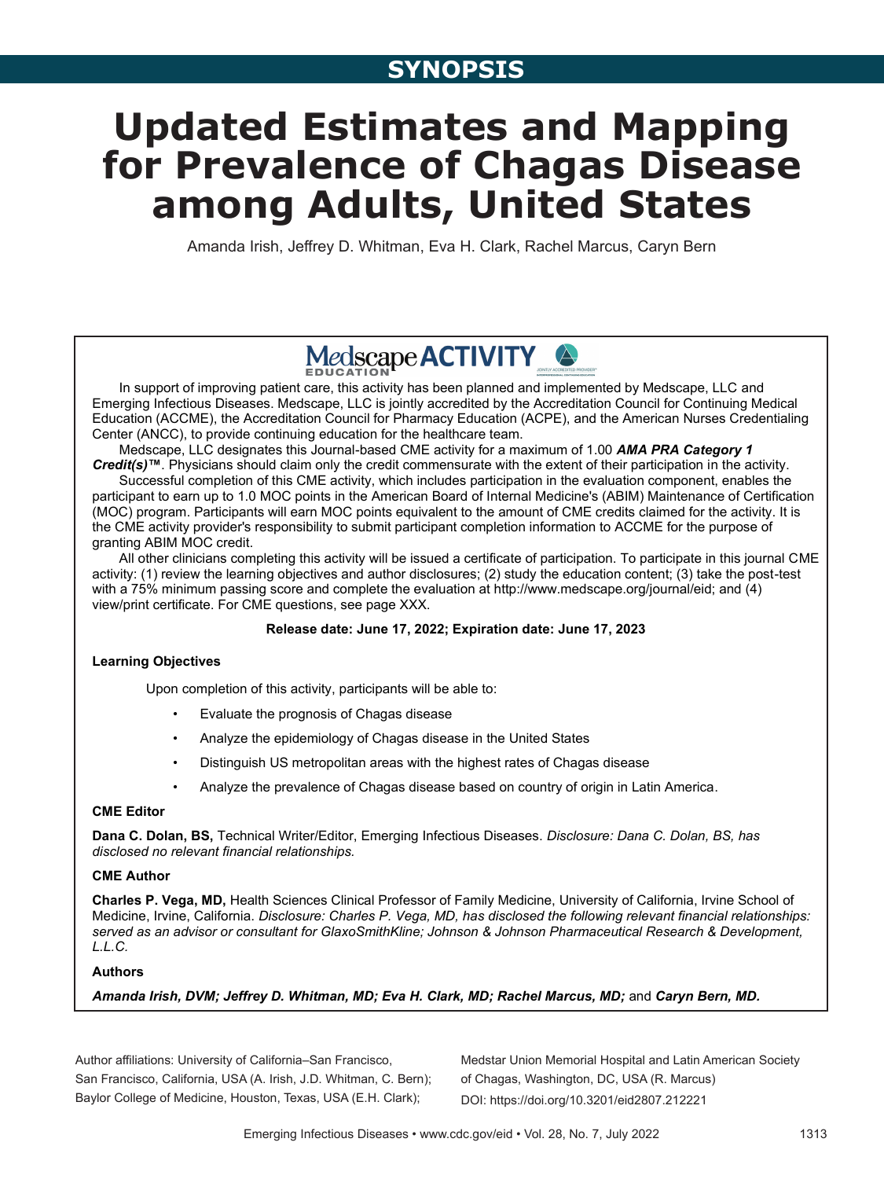SYNOPSIS

# Updated Estimates and Mapping for Prevalence of Chagas Disease among Adults, United States

Amanda Irish, Jeffrey D. Whitman, Eva H. Clark, Rachel Marcus, Caryn Bern

**Medscape ACTIVITY**

In support of improving patient care, this activity has been planned and implemented by Medscape, LLC and Emerging Infectious Diseases. Medscape, LLC is jointly accredited by the Accreditation Council for Continuing Medical Education (ACCME), the Accreditation Council for Pharmacy Education (ACPE), and the American Nurses Credentialing Center (ANCC), to provide continuing education for the healthcare team.

Medscape, LLC designates this Journal-based CME activity for a maximum of 1.00 ***AMA PRA Category 1 Credit(s)™***. Physicians should claim only the credit commensurate with the extent of their participation in the activity.

Successful completion of this CME activity, which includes participation in the evaluation component, enables the participant to earn up to 1.0 MOC points in the American Board of Internal Medicine's (ABIM) Maintenance of Certification (MOC) program. Participants will earn MOC points equivalent to the amount of CME credits claimed for the activity. It is the CME activity provider's responsibility to submit participant completion information to ACCME for the purpose of granting ABIM MOC credit.

All other clinicians completing this activity will be issued a certificate of participation. To participate in this journal CME activity: (1) review the learning objectives and author disclosures; (2) study the education content; (3) take the post-test with a 75% minimum passing score and complete the evaluation at http://www.medscape.org/journal/eid; and (4) view/print certificate. For CME questions, see page XXX.

**Release date: June 17, 2022; Expiration date: June 17, 2023**

**Learning Objectives**

Upon completion of this activity, participants will be able to:

- Evaluate the prognosis of Chagas disease
- Analyze the epidemiology of Chagas disease in the United States
- Distinguish US metropolitan areas with the highest rates of Chagas disease
- Analyze the prevalence of Chagas disease based on country of origin in Latin America.

**CME Editor**

**Dana C. Dolan, BS,** Technical Writer/Editor, Emerging Infectious Diseases. *Disclosure: Dana C. Dolan, BS, has disclosed no relevant financial relationships.*

**CME Author**

**Charles P. Vega, MD,** Health Sciences Clinical Professor of Family Medicine, University of California, Irvine School of Medicine, Irvine, California. *Disclosure: Charles P. Vega, MD, has disclosed the following relevant financial relationships: served as an advisor or consultant for GlaxoSmithKline; Johnson & Johnson Pharmaceutical Research & Development, L.L.C.*

**Authors**

***Amanda Irish, DVM; Jeffrey D. Whitman, MD; Eva H. Clark, MD; Rachel Marcus, MD;*** and ***Caryn Bern, MD.***

Author affiliations: University of California–San Francisco, San Francisco, California, USA (A. Irish, J.D. Whitman, C. Bern); Baylor College of Medicine, Houston, Texas, USA (E.H. Clark); Medstar Union Memorial Hospital and Latin American Society of Chagas, Washington, DC, USA (R. Marcus)

DOI: https://doi.org/10.3201/eid2807.212221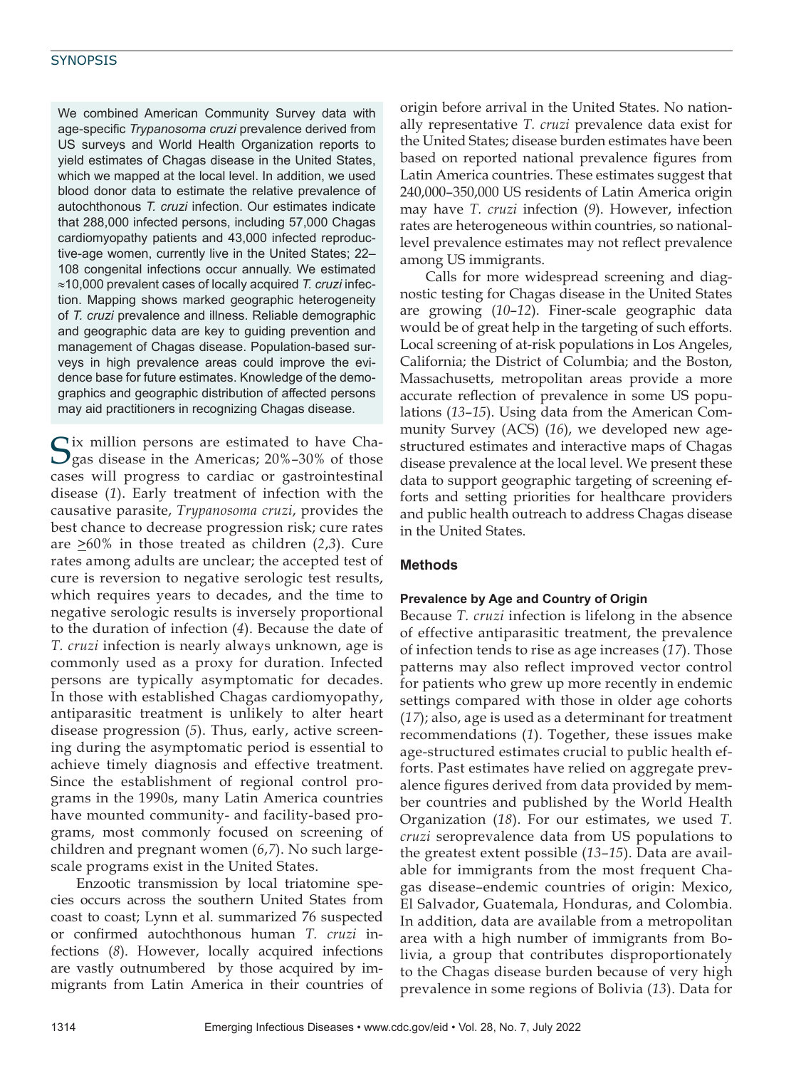We combined American Community Survey data with age-specific *Trypanosoma cruzi* prevalence derived from US surveys and World Health Organization reports to yield estimates of Chagas disease in the United States, which we mapped at the local level. In addition, we used blood donor data to estimate the relative prevalence of autochthonous *T. cruzi* infection. Our estimates indicate that 288,000 infected persons, including 57,000 Chagas cardiomyopathy patients and 43,000 infected reproductive-age women, currently live in the United States; 22–108 congenital infections occur annually. We estimated ≈10,000 prevalent cases of locally acquired *T. cruzi* infection. Mapping shows marked geographic heterogeneity of *T. cruzi* prevalence and illness. Reliable demographic and geographic data are key to guiding prevention and management of Chagas disease. Population-based surveys in high prevalence areas could improve the evidence base for future estimates. Knowledge of the demographics and geographic distribution of affected persons may aid practitioners in recognizing Chagas disease.

Six million persons are estimated to have Chagas disease in the Americas; 20%–30% of those cases will progress to cardiac or gastrointestinal disease (*1*). Early treatment of infection with the causative parasite, *Trypanosoma cruzi*, provides the best chance to decrease progression risk; cure rates are ≥60% in those treated as children (*2*,*3*). Cure rates among adults are unclear; the accepted test of cure is reversion to negative serologic test results, which requires years to decades, and the time to negative serologic results is inversely proportional to the duration of infection (*4*). Because the date of *T. cruzi* infection is nearly always unknown, age is commonly used as a proxy for duration. Infected persons are typically asymptomatic for decades. In those with established Chagas cardiomyopathy, antiparasitic treatment is unlikely to alter heart disease progression (*5*). Thus, early, active screening during the asymptomatic period is essential to achieve timely diagnosis and effective treatment. Since the establishment of regional control programs in the 1990s, many Latin America countries have mounted community- and facility-based programs, most commonly focused on screening of children and pregnant women (*6*,*7*). No such large-scale programs exist in the United States.

Enzootic transmission by local triatomine species occurs across the southern United States from coast to coast; Lynn et al. summarized 76 suspected or confirmed autochthonous human *T. cruzi* infections (*8*). However, locally acquired infections are vastly outnumbered by those acquired by immigrants from Latin America in their countries of origin before arrival in the United States. No nationally representative *T. cruzi* prevalence data exist for the United States; disease burden estimates have been based on reported national prevalence figures from Latin America countries. These estimates suggest that 240,000–350,000 US residents of Latin America origin may have *T. cruzi* infection (*9*). However, infection rates are heterogeneous within countries, so national-level prevalence estimates may not reflect prevalence among US immigrants.

Calls for more widespread screening and diagnostic testing for Chagas disease in the United States are growing (*10*–*12*). Finer-scale geographic data would be of great help in the targeting of such efforts. Local screening of at-risk populations in Los Angeles, California; the District of Columbia; and the Boston, Massachusetts, metropolitan areas provide a more accurate reflection of prevalence in some US populations (*13*–*15*). Using data from the American Community Survey (ACS) (*16*), we developed new age-structured estimates and interactive maps of Chagas disease prevalence at the local level. We present these data to support geographic targeting of screening efforts and setting priorities for healthcare providers and public health outreach to address Chagas disease in the United States.

## Methods

### Prevalence by Age and Country of Origin

Because *T. cruzi* infection is lifelong in the absence of effective antiparasitic treatment, the prevalence of infection tends to rise as age increases (*17*). Those patterns may also reflect improved vector control for patients who grew up more recently in endemic settings compared with those in older age cohorts (*17*); also, age is used as a determinant for treatment recommendations (*1*). Together, these issues make age-structured estimates crucial to public health efforts. Past estimates have relied on aggregate prevalence figures derived from data provided by member countries and published by the World Health Organization (*18*). For our estimates, we used *T. cruzi* seroprevalence data from US populations to the greatest extent possible (*13*–*15*). Data are available for immigrants from the most frequent Chagas disease–endemic countries of origin: Mexico, El Salvador, Guatemala, Honduras, and Colombia. In addition, data are available from a metropolitan area with a high number of immigrants from Bolivia, a group that contributes disproportionately to the Chagas disease burden because of very high prevalence in some regions of Bolivia (*13*). Data for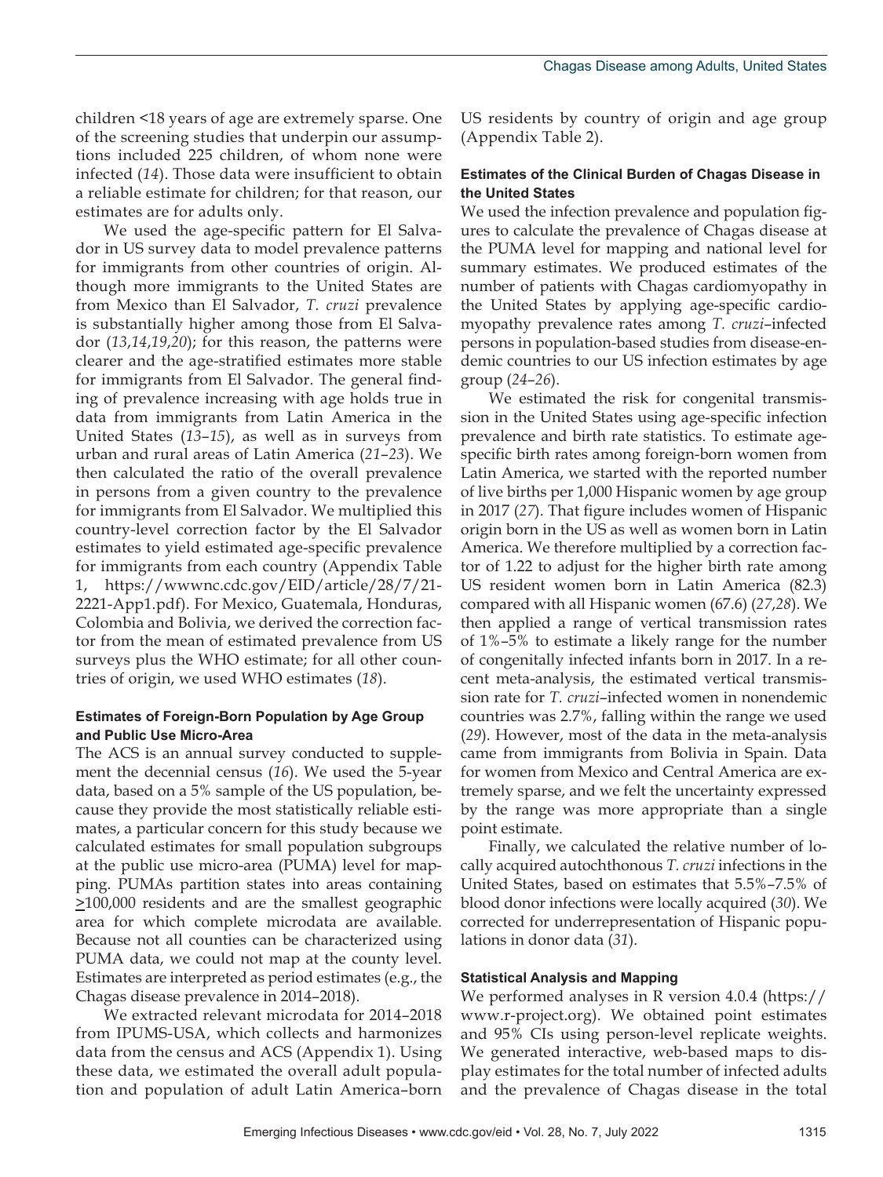children <18 years of age are extremely sparse. One of the screening studies that underpin our assumptions included 225 children, of whom none were infected (*14*). Those data were insufficient to obtain a reliable estimate for children; for that reason, our estimates are for adults only.

We used the age-specific pattern for El Salvador in US survey data to model prevalence patterns for immigrants from other countries of origin. Although more immigrants to the United States are from Mexico than El Salvador, *T. cruzi* prevalence is substantially higher among those from El Salvador (*13*,*14*,*19*,*20*); for this reason, the patterns were clearer and the age-stratified estimates more stable for immigrants from El Salvador. The general finding of prevalence increasing with age holds true in data from immigrants from Latin America in the United States (*13*–*15*), as well as in surveys from urban and rural areas of Latin America (*21*–*23*). We then calculated the ratio of the overall prevalence in persons from a given country to the prevalence for immigrants from El Salvador. We multiplied this country-level correction factor by the El Salvador estimates to yield estimated age-specific prevalence for immigrants from each country (Appendix Table 1, https://wwwnc.cdc.gov/EID/article/28/7/21-2221-App1.pdf). For Mexico, Guatemala, Honduras, Colombia and Bolivia, we derived the correction factor from the mean of estimated prevalence from US surveys plus the WHO estimate; for all other countries of origin, we used WHO estimates (*18*).

#### Estimates of Foreign-Born Population by Age Group and Public Use Micro-Area

The ACS is an annual survey conducted to supplement the decennial census (*16*). We used the 5-year data, based on a 5% sample of the US population, because they provide the most statistically reliable estimates, a particular concern for this study because we calculated estimates for small population subgroups at the public use micro-area (PUMA) level for mapping. PUMAs partition states into areas containing ≥100,000 residents and are the smallest geographic area for which complete microdata are available. Because not all counties can be characterized using PUMA data, we could not map at the county level. Estimates are interpreted as period estimates (e.g., the Chagas disease prevalence in 2014–2018).

We extracted relevant microdata for 2014–2018 from IPUMS-USA, which collects and harmonizes data from the census and ACS (Appendix 1). Using these data, we estimated the overall adult population and population of adult Latin America–born US residents by country of origin and age group (Appendix Table 2).

#### Estimates of the Clinical Burden of Chagas Disease in the United States

We used the infection prevalence and population figures to calculate the prevalence of Chagas disease at the PUMA level for mapping and national level for summary estimates. We produced estimates of the number of patients with Chagas cardiomyopathy in the United States by applying age-specific cardiomyopathy prevalence rates among *T. cruzi*–infected persons in population-based studies from disease-endemic countries to our US infection estimates by age group (*24*–*26*).

We estimated the risk for congenital transmission in the United States using age-specific infection prevalence and birth rate statistics. To estimate age-specific birth rates among foreign-born women from Latin America, we started with the reported number of live births per 1,000 Hispanic women by age group in 2017 (*27*). That figure includes women of Hispanic origin born in the US as well as women born in Latin America. We therefore multiplied by a correction factor of 1.22 to adjust for the higher birth rate among US resident women born in Latin America (82.3) compared with all Hispanic women (67.6) (*27*,*28*). We then applied a range of vertical transmission rates of 1%–5% to estimate a likely range for the number of congenitally infected infants born in 2017. In a recent meta-analysis, the estimated vertical transmission rate for *T. cruzi*–infected women in nonendemic countries was 2.7%, falling within the range we used (*29*). However, most of the data in the meta-analysis came from immigrants from Bolivia in Spain. Data for women from Mexico and Central America are extremely sparse, and we felt the uncertainty expressed by the range was more appropriate than a single point estimate.

Finally, we calculated the relative number of locally acquired autochthonous *T. cruzi* infections in the United States, based on estimates that 5.5%–7.5% of blood donor infections were locally acquired (*30*). We corrected for underrepresentation of Hispanic populations in donor data (*31*).

#### Statistical Analysis and Mapping

We performed analyses in R version 4.0.4 (https://www.r-project.org). We obtained point estimates and 95% CIs using person-level replicate weights. We generated interactive, web-based maps to display estimates for the total number of infected adults and the prevalence of Chagas disease in the total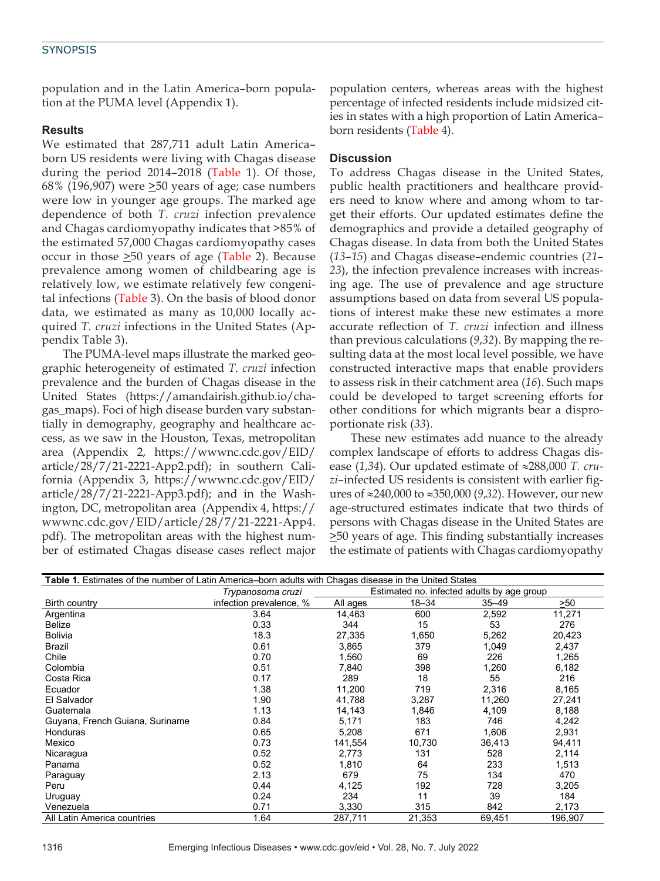population and in the Latin America–born population at the PUMA level (Appendix 1).

### Results

We estimated that 287,711 adult Latin America–born US residents were living with Chagas disease during the period 2014–2018 (Table 1). Of those, 68% (196,907) were ≥50 years of age; case numbers were low in younger age groups. The marked age dependence of both *T. cruzi* infection prevalence and Chagas cardiomyopathy indicates that >85% of the estimated 57,000 Chagas cardiomyopathy cases occur in those ≥50 years of age (Table 2). Because prevalence among women of childbearing age is relatively low, we estimate relatively few congenital infections (Table 3). On the basis of blood donor data, we estimated as many as 10,000 locally acquired *T. cruzi* infections in the United States (Appendix Table 3).

The PUMA-level maps illustrate the marked geographic heterogeneity of estimated *T. cruzi* infection prevalence and the burden of Chagas disease in the United States (https://amandairish.github.io/chagas_maps). Foci of high disease burden vary substantially in demography, geography and healthcare access, as we saw in the Houston, Texas, metropolitan area (Appendix 2, https://wwwnc.cdc.gov/EID/article/28/7/21-2221-App2.pdf); in southern California (Appendix 3, https://wwwnc.cdc.gov/EID/article/28/7/21-2221-App3.pdf); and in the Washington, DC, metropolitan area (Appendix 4, https://wwwnc.cdc.gov/EID/article/28/7/21-2221-App4.pdf). The metropolitan areas with the highest number of estimated Chagas disease cases reflect major population centers, whereas areas with the highest percentage of infected residents include midsized cities in states with a high proportion of Latin America–born residents (Table 4).

### Discussion

To address Chagas disease in the United States, public health practitioners and healthcare providers need to know where and among whom to target their efforts. Our updated estimates define the demographics and provide a detailed geography of Chagas disease. In data from both the United States (*13*–*15*) and Chagas disease–endemic countries (*21*–*23*), the infection prevalence increases with increasing age. The use of prevalence and age structure assumptions based on data from several US populations of interest make these new estimates a more accurate reflection of *T. cruzi* infection and illness than previous calculations (*9*,*32*). By mapping the resulting data at the most local level possible, we have constructed interactive maps that enable providers to assess risk in their catchment area (*16*). Such maps could be developed to target screening efforts for other conditions for which migrants bear a disproportionate risk (*33*).

These new estimates add nuance to the already complex landscape of efforts to address Chagas disease (*1*,*34*). Our updated estimate of ≈288,000 *T. cruzi*–infected US residents is consistent with earlier figures of ≈240,000 to ≈350,000 (*9*,*32*). However, our new age-structured estimates indicate that two thirds of persons with Chagas disease in the United States are ≥50 years of age. This finding substantially increases the estimate of patients with Chagas cardiomyopathy

**Table 1.** Estimates of the number of Latin America–born adults with Chagas disease in the United States

| Birth country | *Trypanosoma cruzi* infection prevalence, % | Estimated no. infected adults by age group | | | |
|---|---|---|---|---|---|
| | | All ages | 18–34 | 35–49 | >50 |
| Argentina | 3.64 | 14,463 | 600 | 2,592 | 11,271 |
| Belize | 0.33 | 344 | 15 | 53 | 276 |
| Bolivia | 18.3 | 27,335 | 1,650 | 5,262 | 20,423 |
| Brazil | 0.61 | 3,865 | 379 | 1,049 | 2,437 |
| Chile | 0.70 | 1,560 | 69 | 226 | 1,265 |
| Colombia | 0.51 | 7,840 | 398 | 1,260 | 6,182 |
| Costa Rica | 0.17 | 289 | 18 | 55 | 216 |
| Ecuador | 1.38 | 11,200 | 719 | 2,316 | 8,165 |
| El Salvador | 1.90 | 41,788 | 3,287 | 11,260 | 27,241 |
| Guatemala | 1.13 | 14,143 | 1,846 | 4,109 | 8,188 |
| Guyana, French Guiana, Suriname | 0.84 | 5,171 | 183 | 746 | 4,242 |
| Honduras | 0.65 | 5,208 | 671 | 1,606 | 2,931 |
| Mexico | 0.73 | 141,554 | 10,730 | 36,413 | 94,411 |
| Nicaragua | 0.52 | 2,773 | 131 | 528 | 2,114 |
| Panama | 0.52 | 1,810 | 64 | 233 | 1,513 |
| Paraguay | 2.13 | 679 | 75 | 134 | 470 |
| Peru | 0.44 | 4,125 | 192 | 728 | 3,205 |
| Uruguay | 0.24 | 234 | 11 | 39 | 184 |
| Venezuela | 0.71 | 3,330 | 315 | 842 | 2,173 |
| All Latin America countries | 1.64 | 287,711 | 21,353 | 69,451 | 196,907 |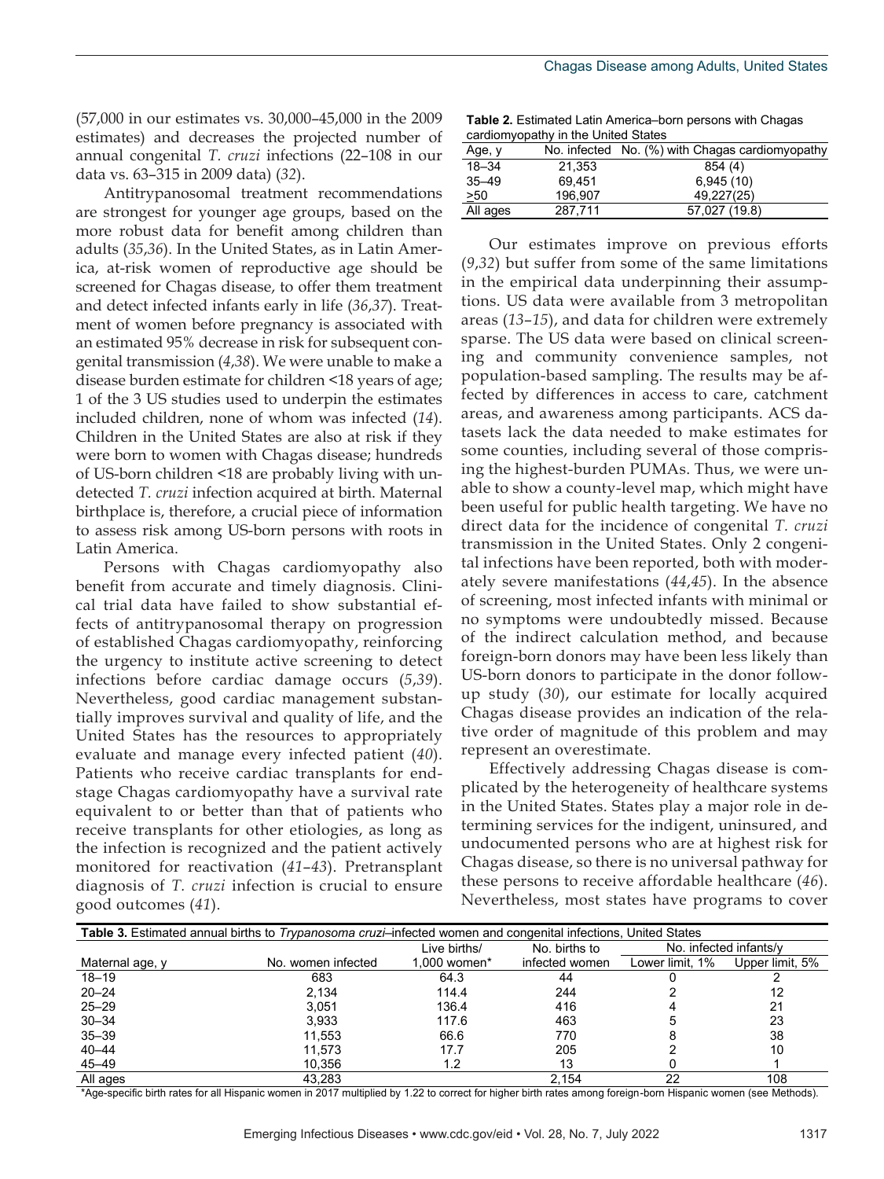(57,000 in our estimates vs. 30,000–45,000 in the 2009 estimates) and decreases the projected number of annual congenital *T. cruzi* infections (22–108 in our data vs. 63–315 in 2009 data) (*32*).

Antitrypanosomal treatment recommendations are strongest for younger age groups, based on the more robust data for benefit among children than adults (*35*,*36*). In the United States, as in Latin America, at-risk women of reproductive age should be screened for Chagas disease, to offer them treatment and detect infected infants early in life (*36*,*37*). Treatment of women before pregnancy is associated with an estimated 95% decrease in risk for subsequent congenital transmission (*4*,*38*). We were unable to make a disease burden estimate for children <18 years of age; 1 of the 3 US studies used to underpin the estimates included children, none of whom was infected (*14*). Children in the United States are also at risk if they were born to women with Chagas disease; hundreds of US-born children <18 are probably living with undetected *T. cruzi* infection acquired at birth. Maternal birthplace is, therefore, a crucial piece of information to assess risk among US-born persons with roots in Latin America.

Persons with Chagas cardiomyopathy also benefit from accurate and timely diagnosis. Clinical trial data have failed to show substantial effects of antitrypanosomal therapy on progression of established Chagas cardiomyopathy, reinforcing the urgency to institute active screening to detect infections before cardiac damage occurs (*5*,*39*). Nevertheless, good cardiac management substantially improves survival and quality of life, and the United States has the resources to appropriately evaluate and manage every infected patient (*40*). Patients who receive cardiac transplants for end-stage Chagas cardiomyopathy have a survival rate equivalent to or better than that of patients who receive transplants for other etiologies, as long as the infection is recognized and the patient actively monitored for reactivation (*41*–*43*). Pretransplant diagnosis of *T. cruzi* infection is crucial to ensure good outcomes (*41*).

**Table 2.** Estimated Latin America–born persons with Chagas cardiomyopathy in the United States

| Age, y | No. infected | No. (%) with Chagas cardiomyopathy |
|---|---|---|
| 18–34 | 21,353 | 854 (4) |
| 35–49 | 69,451 | 6,945 (10) |
| >50 | 196,907 | 49,227(25) |
| All ages | 287,711 | 57,027 (19.8) |

Our estimates improve on previous efforts (*9*,*32*) but suffer from some of the same limitations in the empirical data underpinning their assumptions. US data were available from 3 metropolitan areas (*13*–*15*), and data for children were extremely sparse. The US data were based on clinical screening and community convenience samples, not population-based sampling. The results may be affected by differences in access to care, catchment areas, and awareness among participants. ACS datasets lack the data needed to make estimates for some counties, including several of those comprising the highest-burden PUMAs. Thus, we were unable to show a county-level map, which might have been useful for public health targeting. We have no direct data for the incidence of congenital *T. cruzi* transmission in the United States. Only 2 congenital infections have been reported, both with moderately severe manifestations (*44*,*45*). In the absence of screening, most infected infants with minimal or no symptoms were undoubtedly missed. Because of the indirect calculation method, and because foreign-born donors may have been less likely than US-born donors to participate in the donor follow-up study (*30*), our estimate for locally acquired Chagas disease provides an indication of the relative order of magnitude of this problem and may represent an overestimate.

Effectively addressing Chagas disease is complicated by the heterogeneity of healthcare systems in the United States. States play a major role in determining services for the indigent, uninsured, and undocumented persons who are at highest risk for Chagas disease, so there is no universal pathway for these persons to receive affordable healthcare (*46*). Nevertheless, most states have programs to cover

**Table 3.** Estimated annual births to *Trypanosoma cruzi*–infected women and congenital infections, United States

| Maternal age, y | No. women infected | Live births/ 1,000 women* | No. births to infected women | No. infected infants/y | |
|---|---|---|---|---|---|
| | | | | Lower limit, 1% | Upper limit, 5% |
| 18–19 | 683 | 64.3 | 44 | 0 | 2 |
| 20–24 | 2,134 | 114.4 | 244 | 2 | 12 |
| 25–29 | 3,051 | 136.4 | 416 | 4 | 21 |
| 30–34 | 3,933 | 117.6 | 463 | 5 | 23 |
| 35–39 | 11,553 | 66.6 | 770 | 8 | 38 |
| 40–44 | 11,573 | 17.7 | 205 | 2 | 10 |
| 45–49 | 10,356 | 1.2 | 13 | 0 | 1 |
| All ages | 43,283 | | 2,154 | 22 | 108 |

*Age-specific birth rates for all Hispanic women in 2017 multiplied by 1.22 to correct for higher birth rates among foreign-born Hispanic women (see Methods).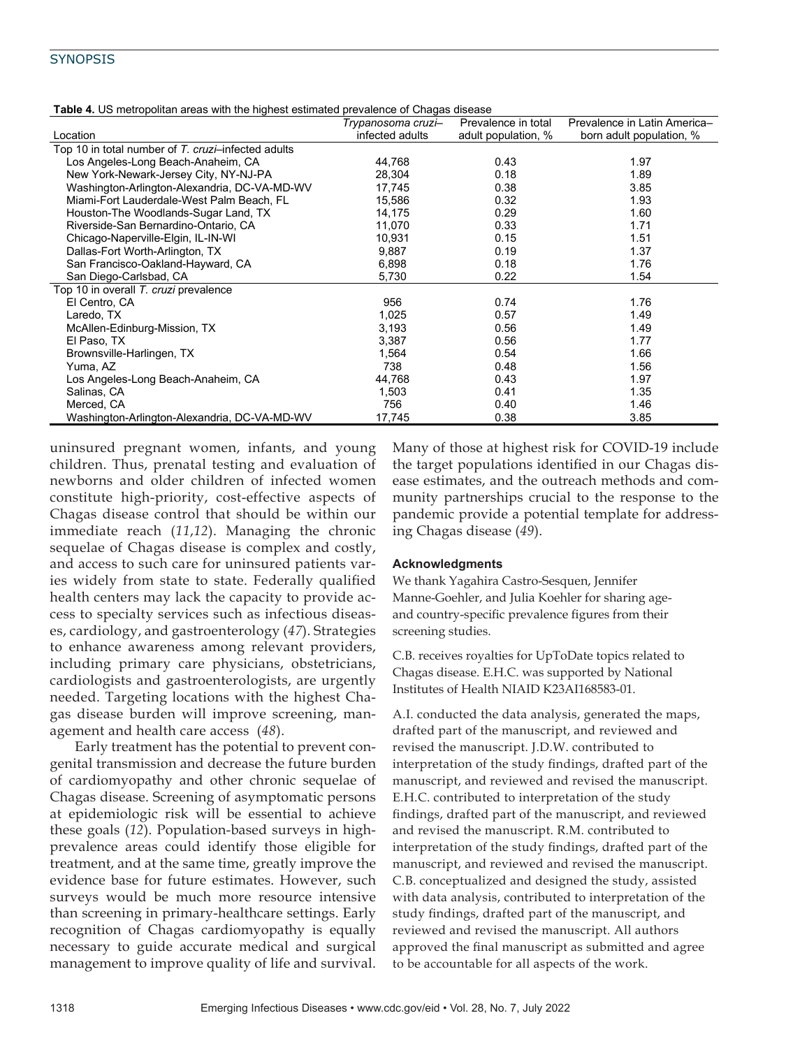**Table 4.** US metropolitan areas with the highest estimated prevalence of Chagas disease

| Location | *Trypanosoma cruzi*–infected adults | Prevalence in total adult population, % | Prevalence in Latin America–born adult population, % |
|---|---|---|---|
| Top 10 in total number of *T. cruzi*–infected adults | | | |
| Los Angeles-Long Beach-Anaheim, CA | 44,768 | 0.43 | 1.97 |
| New York-Newark-Jersey City, NY-NJ-PA | 28,304 | 0.18 | 1.89 |
| Washington-Arlington-Alexandria, DC-VA-MD-WV | 17,745 | 0.38 | 3.85 |
| Miami-Fort Lauderdale-West Palm Beach, FL | 15,586 | 0.32 | 1.93 |
| Houston-The Woodlands-Sugar Land, TX | 14,175 | 0.29 | 1.60 |
| Riverside-San Bernardino-Ontario, CA | 11,070 | 0.33 | 1.71 |
| Chicago-Naperville-Elgin, IL-IN-WI | 10,931 | 0.15 | 1.51 |
| Dallas-Fort Worth-Arlington, TX | 9,887 | 0.19 | 1.37 |
| San Francisco-Oakland-Hayward, CA | 6,898 | 0.18 | 1.76 |
| San Diego-Carlsbad, CA | 5,730 | 0.22 | 1.54 |
| Top 10 in overall *T. cruzi* prevalence | | | |
| El Centro, CA | 956 | 0.74 | 1.76 |
| Laredo, TX | 1,025 | 0.57 | 1.49 |
| McAllen-Edinburg-Mission, TX | 3,193 | 0.56 | 1.49 |
| El Paso, TX | 3,387 | 0.56 | 1.77 |
| Brownsville-Harlingen, TX | 1,564 | 0.54 | 1.66 |
| Yuma, AZ | 738 | 0.48 | 1.56 |
| Los Angeles-Long Beach-Anaheim, CA | 44,768 | 0.43 | 1.97 |
| Salinas, CA | 1,503 | 0.41 | 1.35 |
| Merced, CA | 756 | 0.40 | 1.46 |
| Washington-Arlington-Alexandria, DC-VA-MD-WV | 17,745 | 0.38 | 3.85 |

uninsured pregnant women, infants, and young children. Thus, prenatal testing and evaluation of newborns and older children of infected women constitute high-priority, cost-effective aspects of Chagas disease control that should be within our immediate reach (*11*,*12*). Managing the chronic sequelae of Chagas disease is complex and costly, and access to such care for uninsured patients varies widely from state to state. Federally qualified health centers may lack the capacity to provide access to specialty services such as infectious diseases, cardiology, and gastroenterology (*47*). Strategies to enhance awareness among relevant providers, including primary care physicians, obstetricians, cardiologists and gastroenterologists, are urgently needed. Targeting locations with the highest Chagas disease burden will improve screening, management and health care access (*48*).

Early treatment has the potential to prevent congenital transmission and decrease the future burden of cardiomyopathy and other chronic sequelae of Chagas disease. Screening of asymptomatic persons at epidemiologic risk will be essential to achieve these goals (*12*). Population-based surveys in high-prevalence areas could identify those eligible for treatment, and at the same time, greatly improve the evidence base for future estimates. However, such surveys would be much more resource intensive than screening in primary-healthcare settings. Early recognition of Chagas cardiomyopathy is equally necessary to guide accurate medical and surgical management to improve quality of life and survival. Many of those at highest risk for COVID-19 include the target populations identified in our Chagas disease estimates, and the outreach methods and community partnerships crucial to the response to the pandemic provide a potential template for addressing Chagas disease (*49*).

### Acknowledgments

We thank Yagahira Castro-Sesquen, Jennifer Manne-Goehler, and Julia Koehler for sharing age- and country-specific prevalence figures from their screening studies.

C.B. receives royalties for UpToDate topics related to Chagas disease. E.H.C. was supported by National Institutes of Health NIAID K23AI168583-01.

A.I. conducted the data analysis, generated the maps, drafted part of the manuscript, and reviewed and revised the manuscript. J.D.W. contributed to interpretation of the study findings, drafted part of the manuscript, and reviewed and revised the manuscript. E.H.C. contributed to interpretation of the study findings, drafted part of the manuscript, and reviewed and revised the manuscript. R.M. contributed to interpretation of the study findings, drafted part of the manuscript, and reviewed and revised the manuscript. C.B. conceptualized and designed the study, assisted with data analysis, contributed to interpretation of the study findings, drafted part of the manuscript, and reviewed and revised the manuscript. All authors approved the final manuscript as submitted and agree to be accountable for all aspects of the work.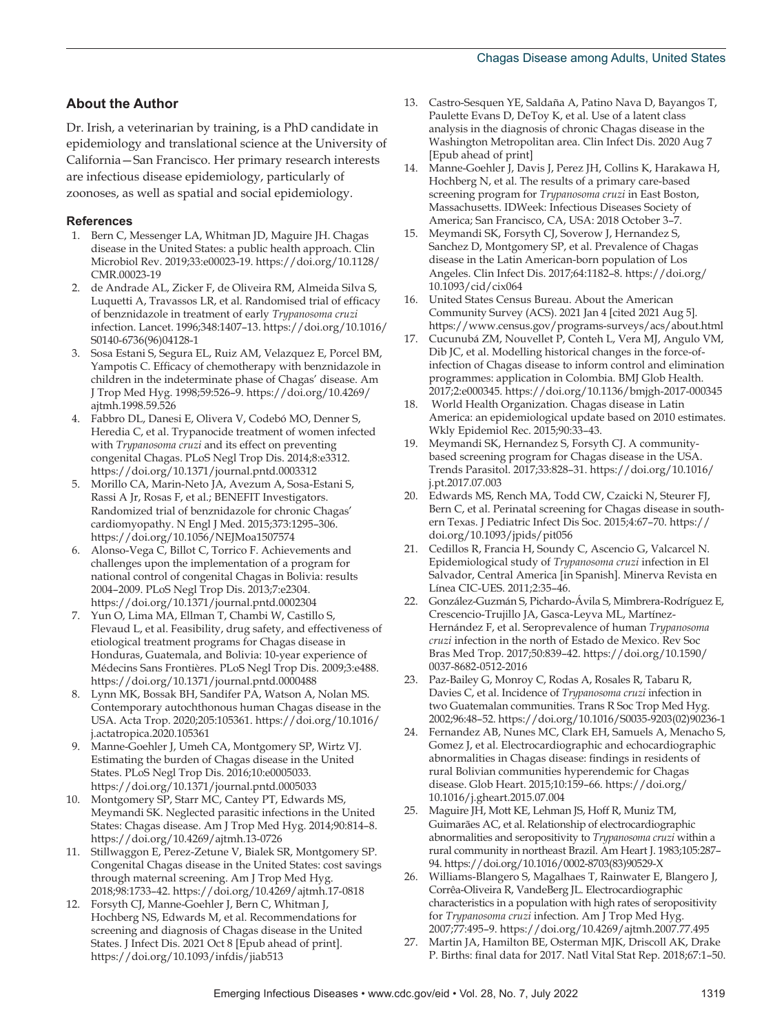## About the Author

Dr. Irish, a veterinarian by training, is a PhD candidate in epidemiology and translational science at the University of California—San Francisco. Her primary research interests are infectious disease epidemiology, particularly of zoonoses, as well as spatial and social epidemiology.

### References

1. Bern C, Messenger LA, Whitman JD, Maguire JH. Chagas disease in the United States: a public health approach. Clin Microbiol Rev. 2019;33:e00023-19. https://doi.org/10.1128/CMR.00023-19
2. de Andrade AL, Zicker F, de Oliveira RM, Almeida Silva S, Luquetti A, Travassos LR, et al. Randomised trial of efficacy of benznidazole in treatment of early *Trypanosoma cruzi* infection. Lancet. 1996;348:1407–13. https://doi.org/10.1016/S0140-6736(96)04128-1
3. Sosa Estani S, Segura EL, Ruiz AM, Velazquez E, Porcel BM, Yampotis C. Efficacy of chemotherapy with benznidazole in children in the indeterminate phase of Chagas' disease. Am J Trop Med Hyg. 1998;59:526–9. https://doi.org/10.4269/ajtmh.1998.59.526
4. Fabbro DL, Danesi E, Olivera V, Codebó MO, Denner S, Heredia C, et al. Trypanocide treatment of women infected with *Trypanosoma cruzi* and its effect on preventing congenital Chagas. PLoS Negl Trop Dis. 2014;8:e3312. https://doi.org/10.1371/journal.pntd.0003312
5. Morillo CA, Marin-Neto JA, Avezum A, Sosa-Estani S, Rassi A Jr, Rosas F, et al.; BENEFIT Investigators. Randomized trial of benznidazole for chronic Chagas' cardiomyopathy. N Engl J Med. 2015;373:1295–306. https://doi.org/10.1056/NEJMoa1507574
6. Alonso-Vega C, Billot C, Torrico F. Achievements and challenges upon the implementation of a program for national control of congenital Chagas in Bolivia: results 2004–2009. PLoS Negl Trop Dis. 2013;7:e2304. https://doi.org/10.1371/journal.pntd.0002304
7. Yun O, Lima MA, Ellman T, Chambi W, Castillo S, Flevaud L, et al. Feasibility, drug safety, and effectiveness of etiological treatment programs for Chagas disease in Honduras, Guatemala, and Bolivia: 10-year experience of Médecins Sans Frontières. PLoS Negl Trop Dis. 2009;3:e488. https://doi.org/10.1371/journal.pntd.0000488
8. Lynn MK, Bossak BH, Sandifer PA, Watson A, Nolan MS. Contemporary autochthonous human Chagas disease in the USA. Acta Trop. 2020;205:105361. https://doi.org/10.1016/j.actatropica.2020.105361
9. Manne-Goehler J, Umeh CA, Montgomery SP, Wirtz VJ. Estimating the burden of Chagas disease in the United States. PLoS Negl Trop Dis. 2016;10:e0005033. https://doi.org/10.1371/journal.pntd.0005033
10. Montgomery SP, Starr MC, Cantey PT, Edwards MS, Meymandi SK. Neglected parasitic infections in the United States: Chagas disease. Am J Trop Med Hyg. 2014;90:814–8. https://doi.org/10.4269/ajtmh.13-0726
11. Stillwaggon E, Perez-Zetune V, Bialek SR, Montgomery SP. Congenital Chagas disease in the United States: cost savings through maternal screening. Am J Trop Med Hyg. 2018;98:1733–42. https://doi.org/10.4269/ajtmh.17-0818
12. Forsyth CJ, Manne-Goehler J, Bern C, Whitman J, Hochberg NS, Edwards M, et al. Recommendations for screening and diagnosis of Chagas disease in the United States. J Infect Dis. 2021 Oct 8 [Epub ahead of print]. https://doi.org/10.1093/infdis/jiab513
13. Castro-Sesquen YE, Saldaña A, Patino Nava D, Bayangos T, Paulette Evans D, DeToy K, et al. Use of a latent class analysis in the diagnosis of chronic Chagas disease in the Washington Metropolitan area. Clin Infect Dis. 2020 Aug 7 [Epub ahead of print]
14. Manne-Goehler J, Davis J, Perez JH, Collins K, Harakawa H, Hochberg N, et al. The results of a primary care-based screening program for *Trypanosoma cruzi* in East Boston, Massachusetts. IDWeek: Infectious Diseases Society of America; San Francisco, CA, USA: 2018 October 3–7.
15. Meymandi SK, Forsyth CJ, Soverow J, Hernandez S, Sanchez D, Montgomery SP, et al. Prevalence of Chagas disease in the Latin American-born population of Los Angeles. Clin Infect Dis. 2017;64:1182–8. https://doi.org/10.1093/cid/cix064
16. United States Census Bureau. About the American Community Survey (ACS). 2021 Jan 4 [cited 2021 Aug 5]. https://www.census.gov/programs-surveys/acs/about.html
17. Cucunubá ZM, Nouvellet P, Conteh L, Vera MJ, Angulo VM, Dib JC, et al. Modelling historical changes in the force-of-infection of Chagas disease to inform control and elimination programmes: application in Colombia. BMJ Glob Health. 2017;2:e000345. https://doi.org/10.1136/bmjgh-2017-000345
18. World Health Organization. Chagas disease in Latin America: an epidemiological update based on 2010 estimates. Wkly Epidemiol Rec. 2015;90:33–43.
19. Meymandi SK, Hernandez S, Forsyth CJ. A community-based screening program for Chagas disease in the USA. Trends Parasitol. 2017;33:828–31. https://doi.org/10.1016/j.pt.2017.07.003
20. Edwards MS, Rench MA, Todd CW, Czaicki N, Steurer FJ, Bern C, et al. Perinatal screening for Chagas disease in southern Texas. J Pediatric Infect Dis Soc. 2015;4:67–70. https://doi.org/10.1093/jpids/pit056
21. Cedillos R, Francia H, Soundy C, Ascencio G, Valcarcel N. Epidemiological study of *Trypanosoma cruzi* infection in El Salvador, Central America [in Spanish]. Minerva Revista en Línea CIC-UES. 2011;2:35–46.
22. González-Guzmán S, Pichardo-Ávila S, Mimbrera-Rodríguez E, Crescencio-Trujillo JA, Gasca-Leyva ML, Martínez-Hernández F, et al. Seroprevalence of human *Trypanosoma cruzi* infection in the north of Estado de Mexico. Rev Soc Bras Med Trop. 2017;50:839–42. https://doi.org/10.1590/0037-8682-0512-2016
23. Paz-Bailey G, Monroy C, Rodas A, Rosales R, Tabaru R, Davies C, et al. Incidence of *Trypanosoma cruzi* infection in two Guatemalan communities. Trans R Soc Trop Med Hyg. 2002;96:48–52. https://doi.org/10.1016/S0035-9203(02)90236-1
24. Fernandez AB, Nunes MC, Clark EH, Samuels A, Menacho S, Gomez J, et al. Electrocardiographic and echocardiographic abnormalities in Chagas disease: findings in residents of rural Bolivian communities hyperendemic for Chagas disease. Glob Heart. 2015;10:159–66. https://doi.org/10.1016/j.gheart.2015.07.004
25. Maguire JH, Mott KE, Lehman JS, Hoff R, Muniz TM, Guimarães AC, et al. Relationship of electrocardiographic abnormalities and seropositivity to *Trypanosoma cruzi* within a rural community in northeast Brazil. Am Heart J. 1983;105:287–94. https://doi.org/10.1016/0002-8703(83)90529-X
26. Williams-Blangero S, Magalhaes T, Rainwater E, Blangero J, Corrêa-Oliveira R, VandeBerg JL. Electrocardiographic characteristics in a population with high rates of seropositivity for *Trypanosoma cruzi* infection. Am J Trop Med Hyg. 2007;77:495–9. https://doi.org/10.4269/ajtmh.2007.77.495
27. Martin JA, Hamilton BE, Osterman MJK, Driscoll AK, Drake P. Births: final data for 2017. Natl Vital Stat Rep. 2018;67:1–50.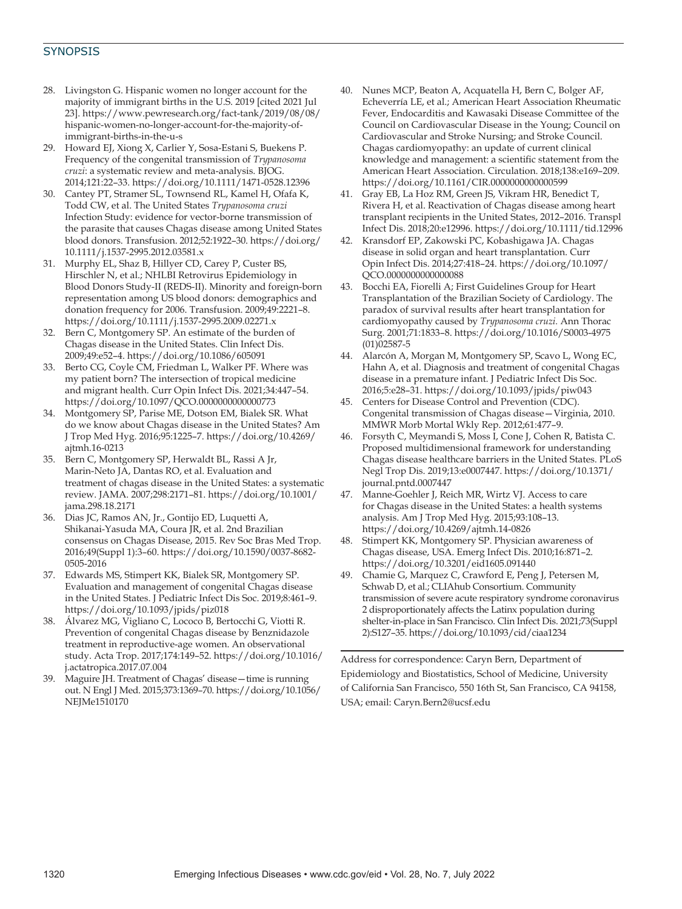28. Livingston G. Hispanic women no longer account for the majority of immigrant births in the U.S. 2019 [cited 2021 Jul 23]. https://www.pewresearch.org/fact-tank/2019/08/08/hispanic-women-no-longer-account-for-the-majority-of-immigrant-births-in-the-u-s
29. Howard EJ, Xiong X, Carlier Y, Sosa-Estani S, Buekens P. Frequency of the congenital transmission of *Trypanosoma cruzi*: a systematic review and meta-analysis. BJOG. 2014;121:22–33. https://doi.org/10.1111/1471-0528.12396
30. Cantey PT, Stramer SL, Townsend RL, Kamel H, Ofafa K, Todd CW, et al. The United States *Trypanosoma cruzi* Infection Study: evidence for vector-borne transmission of the parasite that causes Chagas disease among United States blood donors. Transfusion. 2012;52:1922–30. https://doi.org/10.1111/j.1537-2995.2012.03581.x
31. Murphy EL, Shaz B, Hillyer CD, Carey P, Custer BS, Hirschler N, et al.; NHLBI Retrovirus Epidemiology in Blood Donors Study-II (REDS-II). Minority and foreign-born representation among US blood donors: demographics and donation frequency for 2006. Transfusion. 2009;49:2221–8. https://doi.org/10.1111/j.1537-2995.2009.02271.x
32. Bern C, Montgomery SP. An estimate of the burden of Chagas disease in the United States. Clin Infect Dis. 2009;49:e52–4. https://doi.org/10.1086/605091
33. Berto CG, Coyle CM, Friedman L, Walker PF. Where was my patient born? The intersection of tropical medicine and migrant health. Curr Opin Infect Dis. 2021;34:447–54. https://doi.org/10.1097/QCO.0000000000000773
34. Montgomery SP, Parise ME, Dotson EM, Bialek SR. What do we know about Chagas disease in the United States? Am J Trop Med Hyg. 2016;95:1225–7. https://doi.org/10.4269/ajtmh.16-0213
35. Bern C, Montgomery SP, Herwaldt BL, Rassi A Jr, Marin-Neto JA, Dantas RO, et al. Evaluation and treatment of chagas disease in the United States: a systematic review. JAMA. 2007;298:2171–81. https://doi.org/10.1001/jama.298.18.2171
36. Dias JC, Ramos AN, Jr., Gontijo ED, Luquetti A, Shikanai-Yasuda MA, Coura JR, et al. 2nd Brazilian consensus on Chagas Disease, 2015. Rev Soc Bras Med Trop. 2016;49(Suppl 1):3–60. https://doi.org/10.1590/0037-8682-0505-2016
37. Edwards MS, Stimpert KK, Bialek SR, Montgomery SP. Evaluation and management of congenital Chagas disease in the United States. J Pediatric Infect Dis Soc. 2019;8:461–9. https://doi.org/10.1093/jpids/piz018
38. Álvarez MG, Vigliano C, Lococo B, Bertocchi G, Viotti R. Prevention of congenital Chagas disease by Benznidazole treatment in reproductive-age women. An observational study. Acta Trop. 2017;174:149–52. https://doi.org/10.1016/j.actatropica.2017.07.004
39. Maguire JH. Treatment of Chagas' disease—time is running out. N Engl J Med. 2015;373:1369–70. https://doi.org/10.1056/NEJMe1510170
40. Nunes MCP, Beaton A, Acquatella H, Bern C, Bolger AF, Echeverría LE, et al.; American Heart Association Rheumatic Fever, Endocarditis and Kawasaki Disease Committee of the Council on Cardiovascular Disease in the Young; Council on Cardiovascular and Stroke Nursing; and Stroke Council. Chagas cardiomyopathy: an update of current clinical knowledge and management: a scientific statement from the American Heart Association. Circulation. 2018;138:e169–209. https://doi.org/10.1161/CIR.0000000000000599
41. Gray EB, La Hoz RM, Green JS, Vikram HR, Benedict T, Rivera H, et al. Reactivation of Chagas disease among heart transplant recipients in the United States, 2012–2016. Transpl Infect Dis. 2018;20:e12996. https://doi.org/10.1111/tid.12996
42. Kransdorf EP, Zakowski PC, Kobashigawa JA. Chagas disease in solid organ and heart transplantation. Curr Opin Infect Dis. 2014;27:418–24. https://doi.org/10.1097/QCO.0000000000000088
43. Bocchi EA, Fiorelli A; First Guidelines Group for Heart Transplantation of the Brazilian Society of Cardiology. The paradox of survival results after heart transplantation for cardiomyopathy caused by *Trypanosoma cruzi*. Ann Thorac Surg. 2001;71:1833–8. https://doi.org/10.1016/S0003-4975(01)02587-5
44. Alarcón A, Morgan M, Montgomery SP, Scavo L, Wong EC, Hahn A, et al. Diagnosis and treatment of congenital Chagas disease in a premature infant. J Pediatric Infect Dis Soc. 2016;5:e28–31. https://doi.org/10.1093/jpids/piw043
45. Centers for Disease Control and Prevention (CDC). Congenital transmission of Chagas disease—Virginia, 2010. MMWR Morb Mortal Wkly Rep. 2012;61:477–9.
46. Forsyth C, Meymandi S, Moss I, Cone J, Cohen R, Batista C. Proposed multidimensional framework for understanding Chagas disease healthcare barriers in the United States. PLoS Negl Trop Dis. 2019;13:e0007447. https://doi.org/10.1371/journal.pntd.0007447
47. Manne-Goehler J, Reich MR, Wirtz VJ. Access to care for Chagas disease in the United States: a health systems analysis. Am J Trop Med Hyg. 2015;93:108–13. https://doi.org/10.4269/ajtmh.14-0826
48. Stimpert KK, Montgomery SP. Physician awareness of Chagas disease, USA. Emerg Infect Dis. 2010;16:871–2. https://doi.org/10.3201/eid1605.091440
49. Chamie G, Marquez C, Crawford E, Peng J, Petersen M, Schwab D, et al.; CLIAhub Consortium. Community transmission of severe acute respiratory syndrome coronavirus 2 disproportionately affects the Latinx population during shelter-in-place in San Francisco. Clin Infect Dis. 2021;73(Suppl 2):S127–35. https://doi.org/10.1093/cid/ciaa1234

Address for correspondence: Caryn Bern, Department of Epidemiology and Biostatistics, School of Medicine, University of California San Francisco, 550 16th St, San Francisco, CA 94158, USA; email: Caryn.Bern2@ucsf.edu